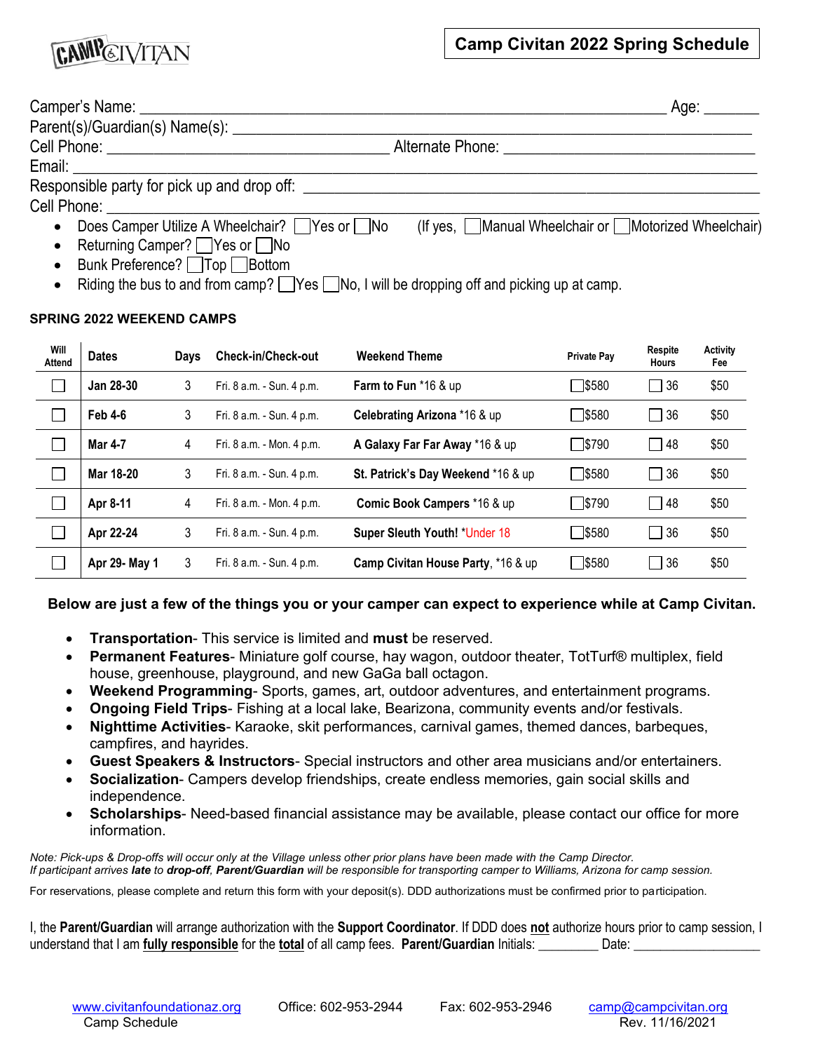CAMP CIVITAN

# Camp Civitan 2022 Spring Schedule

Camper's Name: ______________________________________________ Age: _______

Parent(s)/Guardian(s) Name(s): ______________________________________________

Cell Phone: ______________________ Alternate Phone: ______________________

Email: ______________________________________________

Responsible party for pick up and drop off: ______________________________________________

Cell Phone: ______________________________________________

- Does Camper Utilize A Wheelchair? ☐Yes or ☐No (If yes, ☐Manual Wheelchair or ☐Motorized Wheelchair)
- Returning Camper? ☐Yes or ☐No
- Bunk Preference? ☐Top ☐Bottom
- Riding the bus to and from camp? ☐Yes ☐No, I will be dropping off and picking up at camp.

**SPRING 2022 WEEKEND CAMPS**

| Will Attend | Dates | Days | Check-in/Check-out | Weekend Theme | Private Pay | Respite Hours | Activity Fee |
|---|---|---|---|---|---|---|---|
| ☐ | **Jan 28-30** | 3 | Fri. 8 a.m. - Sun. 4 p.m. | **Farm to Fun** *16 & up | ☐$580 | ☐ 36 | $50 |
| ☐ | **Feb 4-6** | 3 | Fri. 8 a.m. - Sun. 4 p.m. | **Celebrating Arizona** *16 & up | ☐$580 | ☐ 36 | $50 |
| ☐ | **Mar 4-7** | 4 | Fri. 8 a.m. - Mon. 4 p.m. | **A Galaxy Far Far Away** *16 & up | ☐$790 | ☐ 48 | $50 |
| ☐ | **Mar 18-20** | 3 | Fri. 8 a.m. - Sun. 4 p.m. | **St. Patrick's Day Weekend** *16 & up | ☐$580 | ☐ 36 | $50 |
| ☐ | **Apr 8-11** | 4 | Fri. 8 a.m. - Mon. 4 p.m. | **Comic Book Campers** *16 & up | ☐$790 | ☐ 48 | $50 |
| ☐ | **Apr 22-24** | 3 | Fri. 8 a.m. - Sun. 4 p.m. | **Super Sleuth Youth!** *Under 18 | ☐$580 | ☐ 36 | $50 |
| ☐ | **Apr 29- May 1** | 3 | Fri. 8 a.m. - Sun. 4 p.m. | **Camp Civitan House Party**, *16 & up | ☐$580 | ☐ 36 | $50 |

**Below are just a few of the things you or your camper can expect to experience while at Camp Civitan.**

- **Transportation**- This service is limited and **must** be reserved.
- **Permanent Features**- Miniature golf course, hay wagon, outdoor theater, TotTurf® multiplex, field house, greenhouse, playground, and new GaGa ball octagon.
- **Weekend Programming**- Sports, games, art, outdoor adventures, and entertainment programs.
- **Ongoing Field Trips**- Fishing at a local lake, Bearizona, community events and/or festivals.
- **Nighttime Activities**- Karaoke, skit performances, carnival games, themed dances, barbeques, campfires, and hayrides.
- **Guest Speakers & Instructors**- Special instructors and other area musicians and/or entertainers.
- **Socialization**- Campers develop friendships, create endless memories, gain social skills and independence.
- **Scholarships**- Need-based financial assistance may be available, please contact our office for more information.

*Note: Pick-ups & Drop-offs will occur only at the Village unless other prior plans have been made with the Camp Director.*
*If participant arrives **late** to **drop-off**, **Parent/Guardian** will be responsible for transporting camper to Williams, Arizona for camp session.*

For reservations, please complete and return this form with your deposit(s). DDD authorizations must be confirmed prior to participation.

I, the **Parent/Guardian** will arrange authorization with the **Support Coordinator**. If DDD does **not** authorize hours prior to camp session, I understand that I am **fully responsible** for the **total** of all camp fees. **Parent/Guardian** Initials: ________ Date: ________________

www.civitanfoundationaz.org Office: 602-953-2944 Fax: 602-953-2946 camp@campcivitan.org
Camp Schedule Rev. 11/16/2021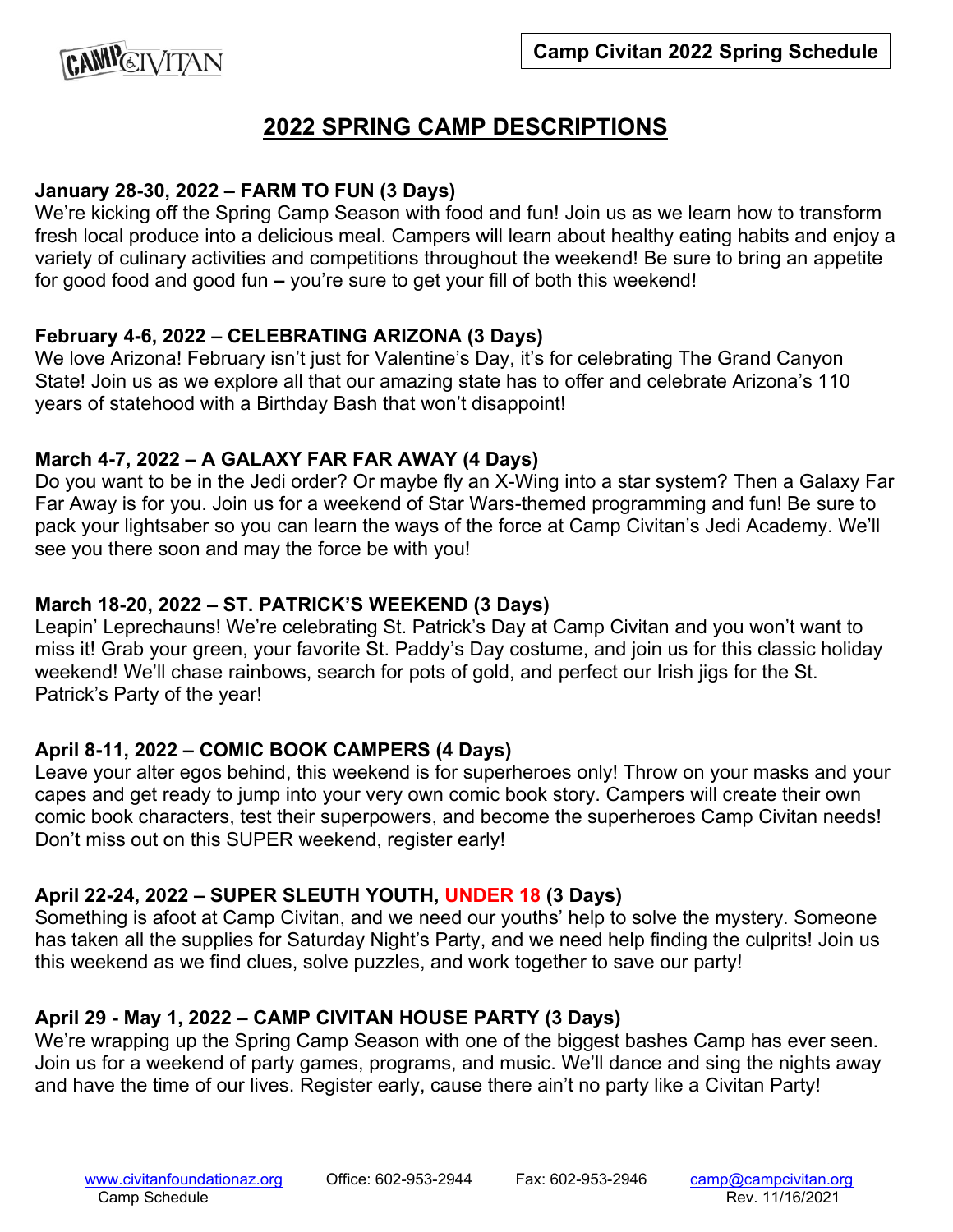# 2022 SPRING CAMP DESCRIPTIONS

**January 28-30, 2022 – FARM TO FUN (3 Days)**
We're kicking off the Spring Camp Season with food and fun! Join us as we learn how to transform fresh local produce into a delicious meal. Campers will learn about healthy eating habits and enjoy a variety of culinary activities and competitions throughout the weekend! Be sure to bring an appetite for good food and good fun – you're sure to get your fill of both this weekend!

**February 4-6, 2022 – CELEBRATING ARIZONA (3 Days)**
We love Arizona! February isn't just for Valentine's Day, it's for celebrating The Grand Canyon State! Join us as we explore all that our amazing state has to offer and celebrate Arizona's 110 years of statehood with a Birthday Bash that won't disappoint!

**March 4-7, 2022 – A GALAXY FAR FAR AWAY (4 Days)**
Do you want to be in the Jedi order? Or maybe fly an X-Wing into a star system? Then a Galaxy Far Far Away is for you. Join us for a weekend of Star Wars-themed programming and fun! Be sure to pack your lightsaber so you can learn the ways of the force at Camp Civitan's Jedi Academy. We'll see you there soon and may the force be with you!

**March 18-20, 2022 – ST. PATRICK'S WEEKEND (3 Days)**
Leapin' Leprechauns! We're celebrating St. Patrick's Day at Camp Civitan and you won't want to miss it! Grab your green, your favorite St. Paddy's Day costume, and join us for this classic holiday weekend! We'll chase rainbows, search for pots of gold, and perfect our Irish jigs for the St. Patrick's Party of the year!

**April 8-11, 2022 – COMIC BOOK CAMPERS (4 Days)**
Leave your alter egos behind, this weekend is for superheroes only! Throw on your masks and your capes and get ready to jump into your very own comic book story. Campers will create their own comic book characters, test their superpowers, and become the superheroes Camp Civitan needs! Don't miss out on this SUPER weekend, register early!

**April 22-24, 2022 – SUPER SLEUTH YOUTH, UNDER 18 (3 Days)**
Something is afoot at Camp Civitan, and we need our youths' help to solve the mystery. Someone has taken all the supplies for Saturday Night's Party, and we need help finding the culprits! Join us this weekend as we find clues, solve puzzles, and work together to save our party!

**April 29 - May 1, 2022 – CAMP CIVITAN HOUSE PARTY (3 Days)**
We're wrapping up the Spring Camp Season with one of the biggest bashes Camp has ever seen. Join us for a weekend of party games, programs, and music. We'll dance and sing the nights away and have the time of our lives. Register early, cause there ain't no party like a Civitan Party!